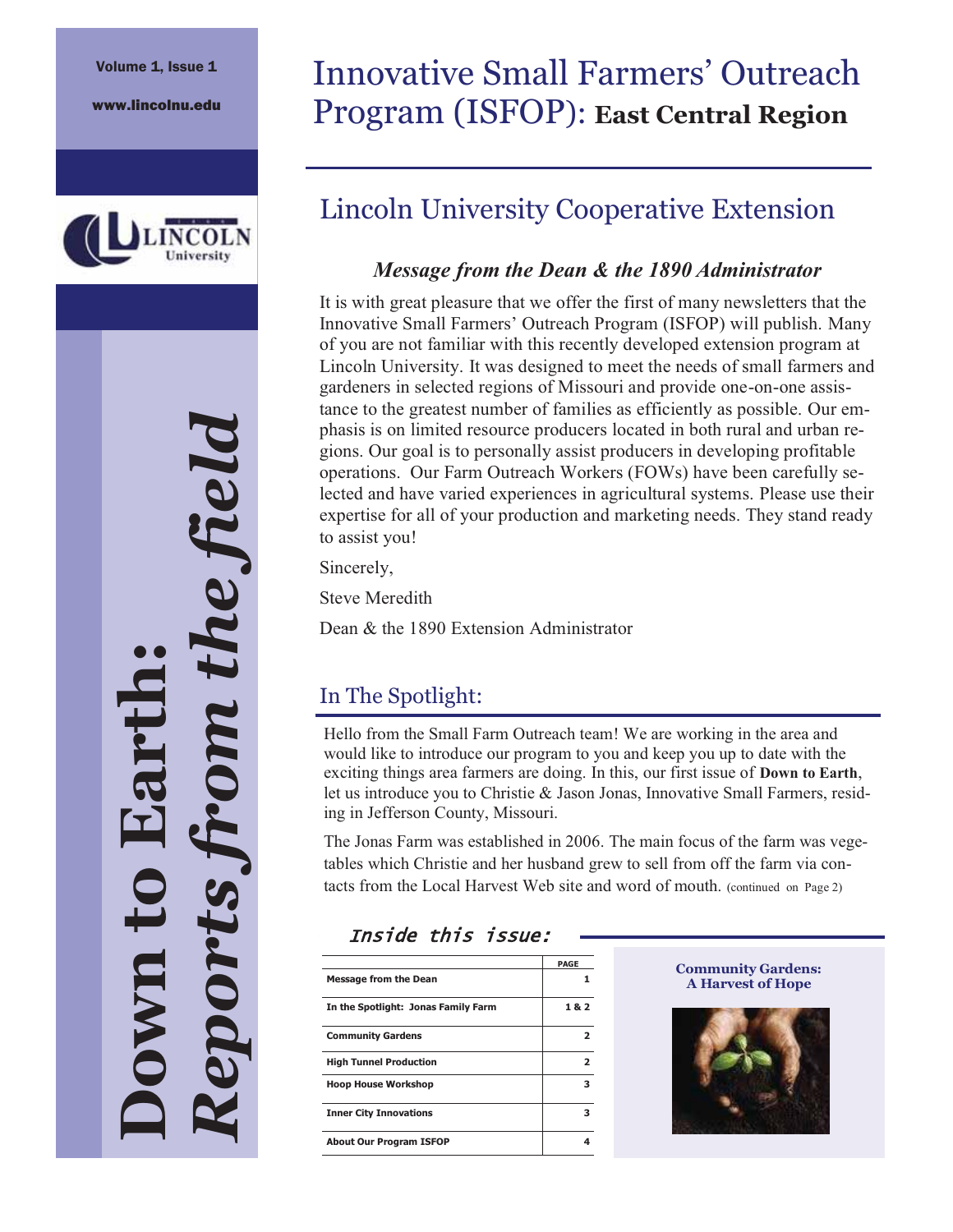Volume 1, Issue 1

www.lincolnu.edu

Lincoln University

# Down to Earth: *Reports from the field*

# Innovative Small Farmers' Outreach Program (ISFOP): **East Central Region**

## Lincoln University Cooperative Extension

### *Message from the Dean & the 1890 Administrator*

It is with great pleasure that we offer the first of many newsletters that the Innovative Small Farmers' Outreach Program (ISFOP) will publish. Many of you are not familiar with this recently developed extension program at Lincoln University. It was designed to meet the needs of small farmers and gardeners in selected regions of Missouri and provide one-on-one assistance to the greatest number of families as efficiently as possible. Our emphasis is on limited resource producers located in both rural and urban regions. Our goal is to personally assist producers in developing profitable operations. Our Farm Outreach Workers (FOWs) have been carefully selected and have varied experiences in agricultural systems. Please use their expertise for all of your production and marketing needs. They stand ready to assist you!

Sincerely,

Steve Meredith

Dean & the 1890 Extension Administrator

## In The Spotlight:

Hello from the Small Farm Outreach team! We are working in the area and would like to introduce our program to you and keep you up to date with the exciting things area farmers are doing. In this, our first issue of **Down to Earth**, let us introduce you to Christie & Jason Jonas, Innovative Small Farmers, residing in Jefferson County, Missouri.

The Jonas Farm was established in 2006. The main focus of the farm was vegetables which Christie and her husband grew to sell from off the farm via contacts from the Local Harvest Web site and word of mouth. (continued on Page 2)

### *Inside this issue:*

| | PAGE |
|---|---|
| Message from the Dean | 1 |
| In the Spotlight: Jonas Family Farm | 1 & 2 |
| Community Gardens | 2 |
| High Tunnel Production | 2 |
| Hoop House Workshop | 3 |
| Inner City Innovations | 3 |
| About Our Program ISFOP | 4 |

**Community Gardens: A Harvest of Hope**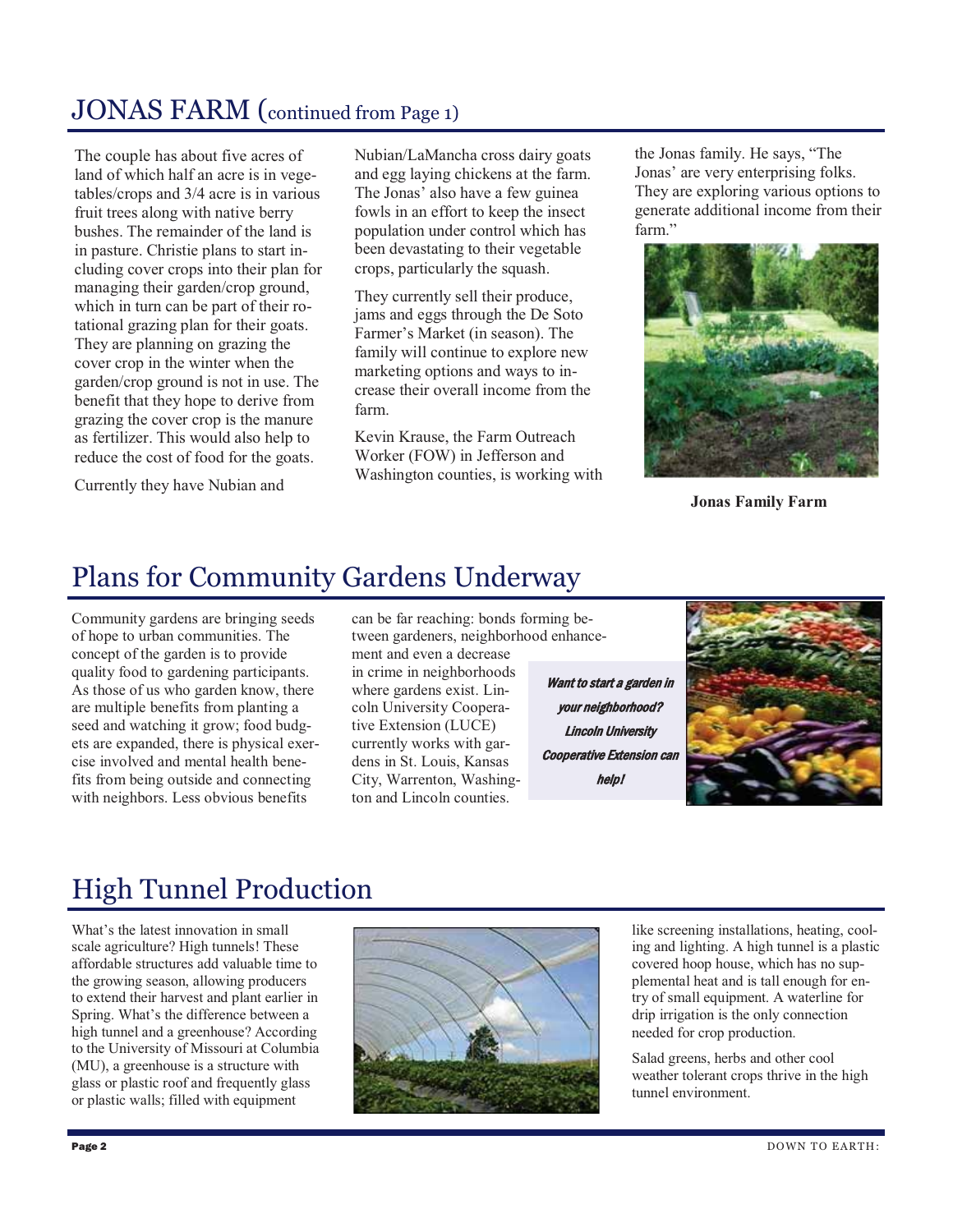## JONAS FARM (continued from Page 1)

The couple has about five acres of land of which half an acre is in vegetables/crops and 3/4 acre is in various fruit trees along with native berry bushes. The remainder of the land is in pasture. Christie plans to start including cover crops into their plan for managing their garden/crop ground, which in turn can be part of their rotational grazing plan for their goats. They are planning on grazing the cover crop in the winter when the garden/crop ground is not in use. The benefit that they hope to derive from grazing the cover crop is the manure as fertilizer. This would also help to reduce the cost of food for the goats.

Currently they have Nubian and Nubian/LaMancha cross dairy goats and egg laying chickens at the farm. The Jonas' also have a few guinea fowls in an effort to keep the insect population under control which has been devastating to their vegetable crops, particularly the squash.

They currently sell their produce, jams and eggs through the De Soto Farmer's Market (in season). The family will continue to explore new marketing options and ways to increase their overall income from the farm.

Kevin Krause, the Farm Outreach Worker (FOW) in Jefferson and Washington counties, is working with the Jonas family. He says, "The Jonas' are very enterprising folks. They are exploring various options to generate additional income from their farm."

**Jonas Family Farm**

## Plans for Community Gardens Underway

Community gardens are bringing seeds of hope to urban communities. The concept of the garden is to provide quality food to gardening participants. As those of us who garden know, there are multiple benefits from planting a seed and watching it grow; food budgets are expanded, there is physical exercise involved and mental health benefits from being outside and connecting with neighbors. Less obvious benefits can be far reaching: bonds forming between gardeners, neighborhood enhancement and even a decrease in crime in neighborhoods where gardens exist. Lincoln University Cooperative Extension (LUCE) currently works with gardens in St. Louis, Kansas City, Warrenton, Washington and Lincoln counties.

***Want to start a garden in your neighborhood? Lincoln University Cooperative Extension can help!***

## High Tunnel Production

What's the latest innovation in small scale agriculture? High tunnels! These affordable structures add valuable time to the growing season, allowing producers to extend their harvest and plant earlier in Spring. What's the difference between a high tunnel and a greenhouse? According to the University of Missouri at Columbia (MU), a greenhouse is a structure with glass or plastic roof and frequently glass or plastic walls; filled with equipment like screening installations, heating, cooling and lighting. A high tunnel is a plastic covered hoop house, which has no supplemental heat and is tall enough for entry of small equipment. A waterline for drip irrigation is the only connection needed for crop production.

Salad greens, herbs and other cool weather tolerant crops thrive in the high tunnel environment.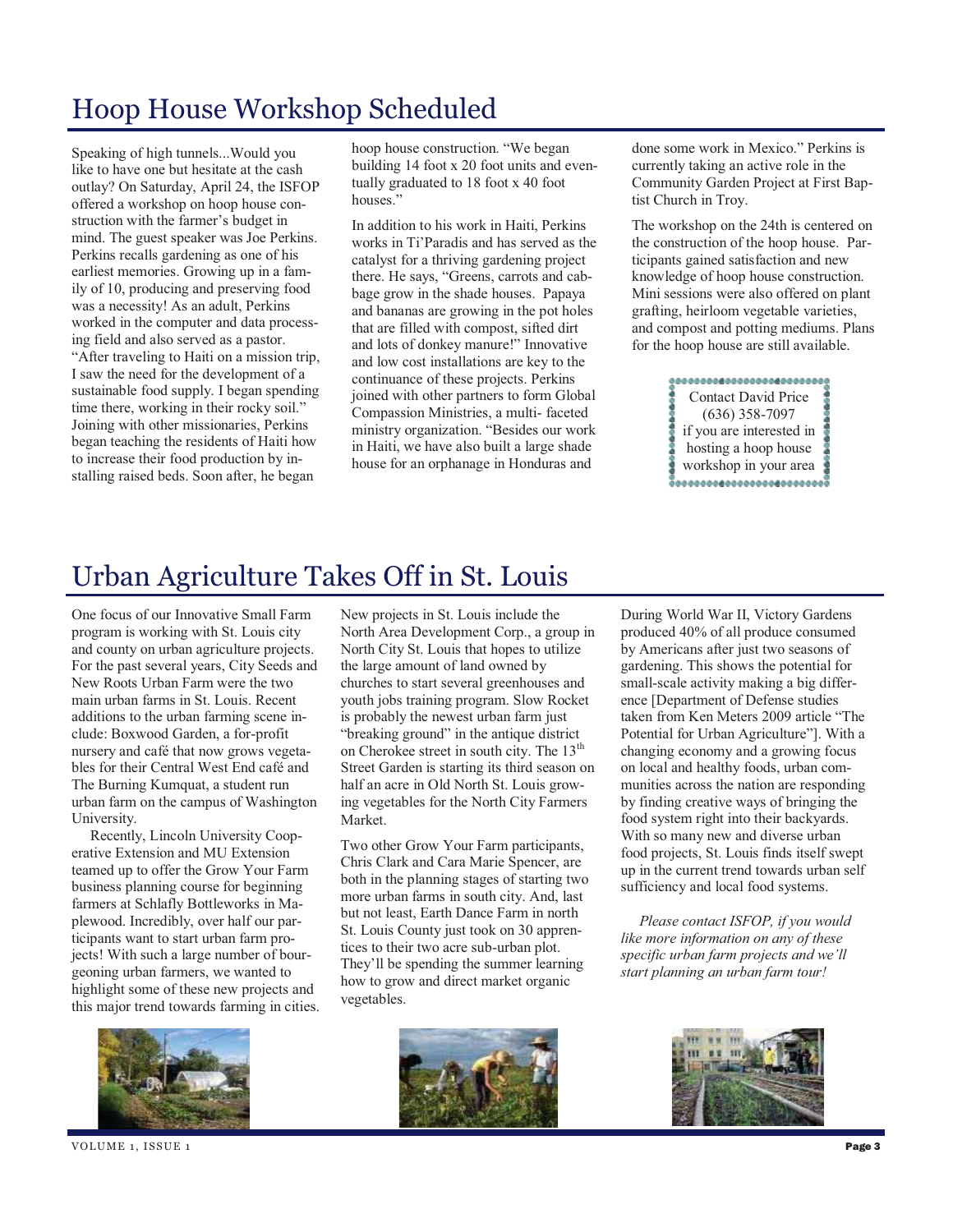# Hoop House Workshop Scheduled

Speaking of high tunnels...Would you like to have one but hesitate at the cash outlay? On Saturday, April 24, the ISFOP offered a workshop on hoop house construction with the farmer's budget in mind. The guest speaker was Joe Perkins. Perkins recalls gardening as one of his earliest memories. Growing up in a family of 10, producing and preserving food was a necessity! As an adult, Perkins worked in the computer and data processing field and also served as a pastor. "After traveling to Haiti on a mission trip, I saw the need for the development of a sustainable food supply. I began spending time there, working in their rocky soil." Joining with other missionaries, Perkins began teaching the residents of Haiti how to increase their food production by installing raised beds. Soon after, he began hoop house construction. "We began building 14 foot x 20 foot units and eventually graduated to 18 foot x 40 foot houses."

In addition to his work in Haiti, Perkins works in Ti'Paradis and has served as the catalyst for a thriving gardening project there. He says, "Greens, carrots and cabbage grow in the shade houses. Papaya and bananas are growing in the pot holes that are filled with compost, sifted dirt and lots of donkey manure!" Innovative and low cost installations are key to the continuance of these projects. Perkins joined with other partners to form Global Compassion Ministries, a multi- faceted ministry organization. "Besides our work in Haiti, we have also built a large shade house for an orphanage in Honduras and done some work in Mexico." Perkins is currently taking an active role in the Community Garden Project at First Baptist Church in Troy.

The workshop on the 24th is centered on the construction of the hoop house. Participants gained satisfaction and new knowledge of hoop house construction. Mini sessions were also offered on plant grafting, heirloom vegetable varieties, and compost and potting mediums. Plans for the hoop house are still available.

Contact David Price (636) 358-7097 if you are interested in hosting a hoop house workshop in your area

# Urban Agriculture Takes Off in St. Louis

One focus of our Innovative Small Farm program is working with St. Louis city and county on urban agriculture projects. For the past several years, City Seeds and New Roots Urban Farm were the two main urban farms in St. Louis. Recent additions to the urban farming scene include: Boxwood Garden, a for-profit nursery and café that now grows vegetables for their Central West End café and The Burning Kumquat, a student run urban farm on the campus of Washington University.

Recently, Lincoln University Cooperative Extension and MU Extension teamed up to offer the Grow Your Farm business planning course for beginning farmers at Schlafly Bottleworks in Maplewood. Incredibly, over half our participants want to start urban farm projects! With such a large number of bourgeoning urban farmers, we wanted to highlight some of these new projects and this major trend towards farming in cities.

New projects in St. Louis include the North Area Development Corp., a group in North City St. Louis that hopes to utilize the large amount of land owned by churches to start several greenhouses and youth jobs training program. Slow Rocket is probably the newest urban farm just "breaking ground" in the antique district on Cherokee street in south city. The 13th Street Garden is starting its third season on half an acre in Old North St. Louis growing vegetables for the North City Farmers Market.

Two other Grow Your Farm participants, Chris Clark and Cara Marie Spencer, are both in the planning stages of starting two more urban farms in south city. And, last but not least, Earth Dance Farm in north St. Louis County just took on 30 apprentices to their two acre sub-urban plot. They'll be spending the summer learning how to grow and direct market organic vegetables.

During World War II, Victory Gardens produced 40% of all produce consumed by Americans after just two seasons of gardening. This shows the potential for small-scale activity making a big difference [Department of Defense studies taken from Ken Meters 2009 article "The Potential for Urban Agriculture"]. With a changing economy and a growing focus on local and healthy foods, urban communities across the nation are responding by finding creative ways of bringing the food system right into their backyards. With so many new and diverse urban food projects, St. Louis finds itself swept up in the current trend towards urban self sufficiency and local food systems.

*Please contact ISFOP, if you would like more information on any of these specific urban farm projects and we'll start planning an urban farm tour!*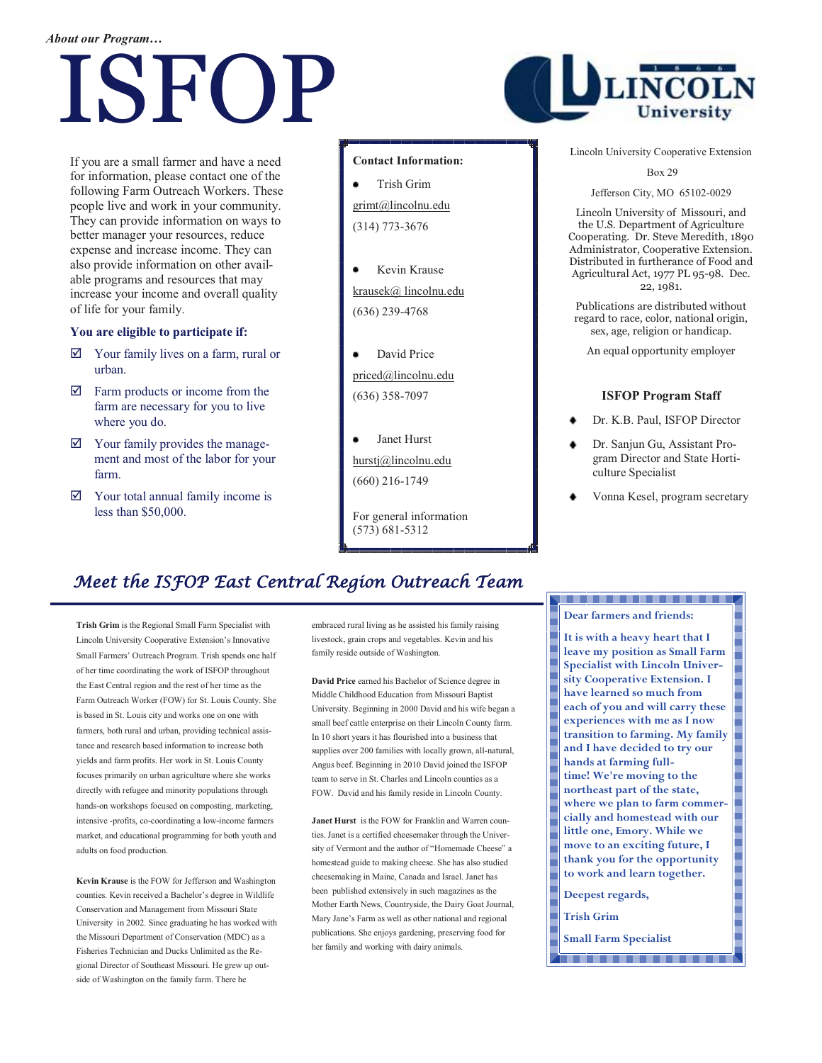*About our Program…*

# ISFOP

If you are a small farmer and have a need for information, please contact one of the following Farm Outreach Workers. These people live and work in your community. They can provide information on ways to better manager your resources, reduce expense and increase income. They can also provide information on other available programs and resources that may increase your income and overall quality of life for your family.

**You are eligible to participate if:**

- ☑ Your family lives on a farm, rural or urban.
- ☑ Farm products or income from the farm are necessary for you to live where you do.
- ☑ Your family provides the management and most of the labor for your farm.
- ☑ Your total annual family income is less than $50,000.

**Contact Information:**

- Trish Grim
  grimt@lincolnu.edu
  (314) 773-3676
- Kevin Krause
  krausek@ lincolnu.edu
  (636) 239-4768
- David Price
  priced@lincolnu.edu
  (636) 358-7097
- Janet Hurst
  hurstj@lincolnu.edu
  (660) 216-1749

For general information
(573) 681-5312

LINCOLN University 1866

Lincoln University Cooperative Extension

Box 29

Jefferson City, MO 65102-0029

Lincoln University of Missouri, and the U.S. Department of Agriculture Cooperating. Dr. Steve Meredith, 1890 Administrator, Cooperative Extension. Distributed in furtherance of Food and Agricultural Act, 1977 PL 95-98. Dec. 22, 1981.

Publications are distributed without regard to race, color, national origin, sex, age, religion or handicap.

An equal opportunity employer

**ISFOP Program Staff**

- Dr. K.B. Paul, ISFOP Director
- Dr. Sanjun Gu, Assistant Program Director and State Horticulture Specialist
- Vonna Kesel, program secretary

## *Meet the ISFOP East Central Region Outreach Team*

**Trish Grim** is the Regional Small Farm Specialist with Lincoln University Cooperative Extension's Innovative Small Farmers' Outreach Program. Trish spends one half of her time coordinating the work of ISFOP throughout the East Central region and the rest of her time as the Farm Outreach Worker (FOW) for St. Louis County. She is based in St. Louis city and works one on one with farmers, both rural and urban, providing technical assistance and research based information to increase both yields and farm profits. Her work in St. Louis County focuses primarily on urban agriculture where she works directly with refugee and minority populations through hands-on workshops focused on composting, marketing, intensive -profits, co-coordinating a low-income farmers market, and educational programming for both youth and adults on food production.

**Kevin Krause** is the FOW for Jefferson and Washington counties. Kevin received a Bachelor's degree in Wildlife Conservation and Management from Missouri State University in 2002. Since graduating he has worked with the Missouri Department of Conservation (MDC) as a Fisheries Technician and Ducks Unlimited as the Regional Director of Southeast Missouri. He grew up outside of Washington on the family farm. There he embraced rural living as he assisted his family raising livestock, grain crops and vegetables. Kevin and his family reside outside of Washington.

**David Price** earned his Bachelor of Science degree in Middle Childhood Education from Missouri Baptist University. Beginning in 2000 David and his wife began a small beef cattle enterprise on their Lincoln County farm. In 10 short years it has flourished into a business that supplies over 200 families with locally grown, all-natural, Angus beef. Beginning in 2010 David joined the ISFOP team to serve in St. Charles and Lincoln counties as a FOW. David and his family reside in Lincoln County.

**Janet Hurst** is the FOW for Franklin and Warren counties. Janet is a certified cheesemaker through the University of Vermont and the author of "Homemade Cheese" a homestead guide to making cheese. She has also studied cheesemaking in Maine, Canada and Israel. Janet has been published extensively in such magazines as the Mother Earth News, Countryside, the Dairy Goat Journal, Mary Jane's Farm as well as other national and regional publications. She enjoys gardening, preserving food for her family and working with dairy animals.

**Dear farmers and friends:**

**It is with a heavy heart that I leave my position as Small Farm Specialist with Lincoln University Cooperative Extension. I have learned so much from each of you and will carry these experiences with me as I now transition to farming. My family and I have decided to try our hands at farming full-time! We're moving to the northeast part of the state, where we plan to farm commercially and homestead with our little one, Emory. While we move to an exciting future, I thank you for the opportunity to work and learn together.**

**Deepest regards,**

**Trish Grim**

**Small Farm Specialist**